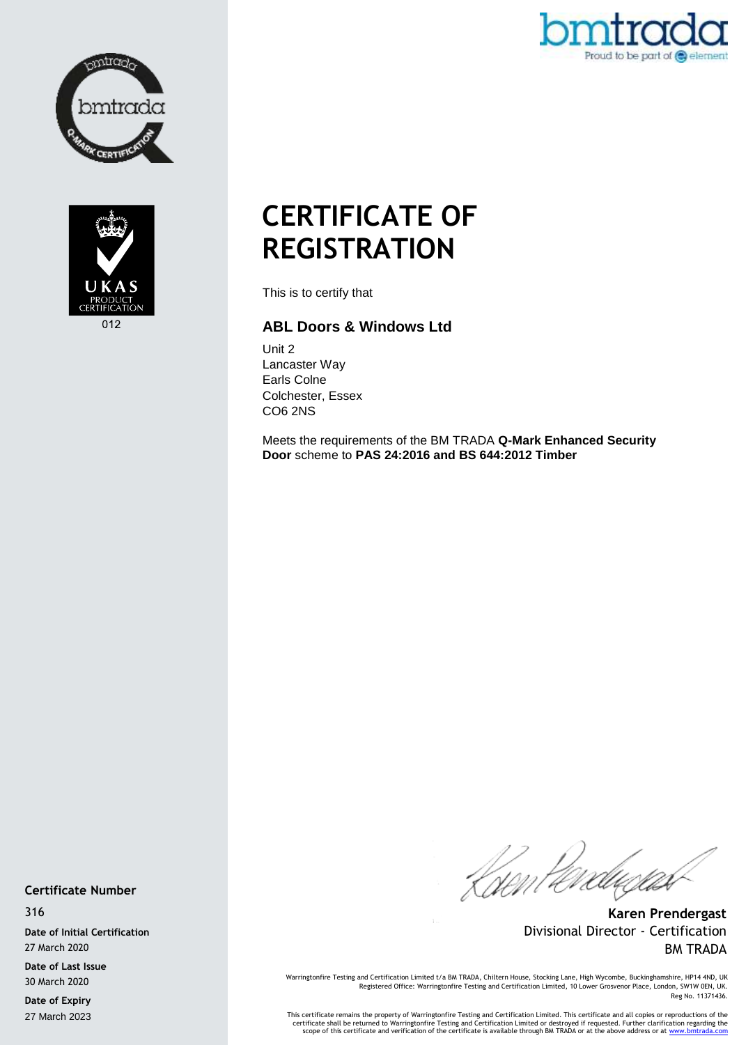# CERTIFICATE OF REGISTRATION

This is to certify that

### ABL Doors & Windows Ltd

Unit 2
Lancaster Way
Earls Colne
Colchester, Essex
CO6 2NS

Meets the requirements of the BM TRADA **Q-Mark Enhanced Security Door** scheme to **PAS 24:2016 and BS 644:2012 Timber**

UKAS PRODUCT CERTIFICATION
012

**Certificate Number**
316

**Date of Initial Certification**
27 March 2020

**Date of Last Issue**
30 March 2020

**Date of Expiry**
27 March 2023

**Karen Prendergast**
Divisional Director - Certification
BM TRADA

Warringtonfire Testing and Certification Limited t/a BM TRADA, Chiltern House, Stocking Lane, High Wycombe, Buckinghamshire, HP14 4ND, UK
Registered Office: Warringtonfire Testing and Certification Limited, 10 Lower Grosvenor Place, London, SW1W 0EN, UK.
Reg No. 11371436.

This certificate remains the property of Warringtonfire Testing and Certification Limited. This certificate and all copies or reproductions of the certificate shall be returned to Warringtonfire Testing and Certification Limited or destroyed if requested. Further clarification regarding the scope of this certificate and verification of the certificate is available through BM TRADA or at the above address or at www.bmtrada.com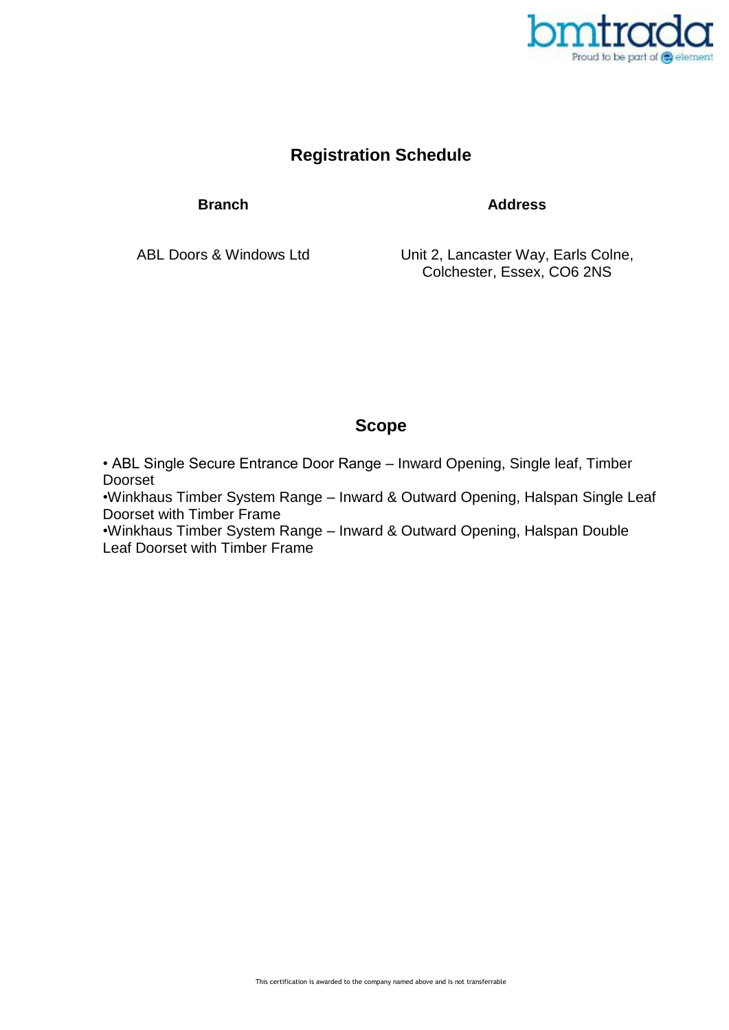# Registration Schedule

| Branch | Address |
| --- | --- |
| ABL Doors & Windows Ltd | Unit 2, Lancaster Way, Earls Colne, Colchester, Essex, CO6 2NS |

## Scope

- ABL Single Secure Entrance Door Range – Inward Opening, Single leaf, Timber Doorset
- Winkhaus Timber System Range – Inward & Outward Opening, Halspan Single Leaf Doorset with Timber Frame
- Winkhaus Timber System Range – Inward & Outward Opening, Halspan Double Leaf Doorset with Timber Frame

This certification is awarded to the company named above and is not transferrable